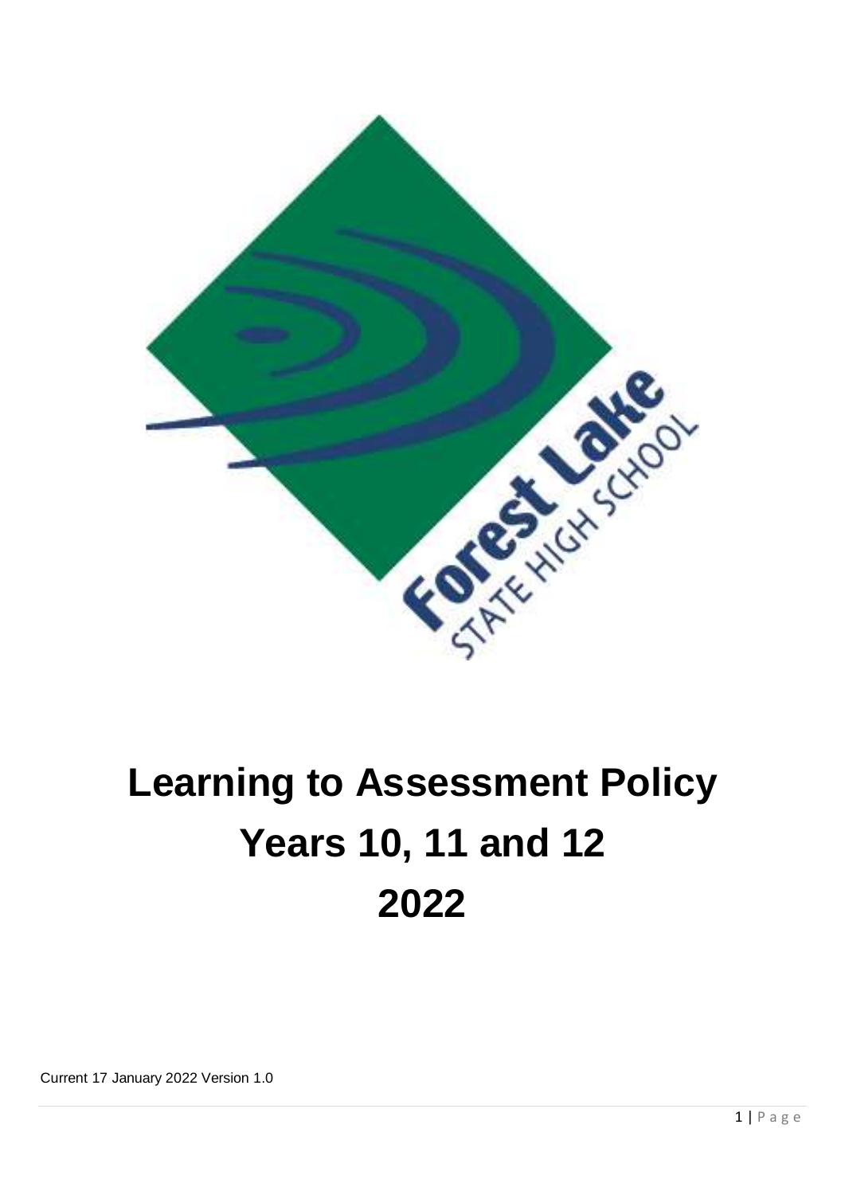# Learning to Assessment Policy
# Years 10, 11 and 12
# 2022

Current 17 January 2022 Version 1.0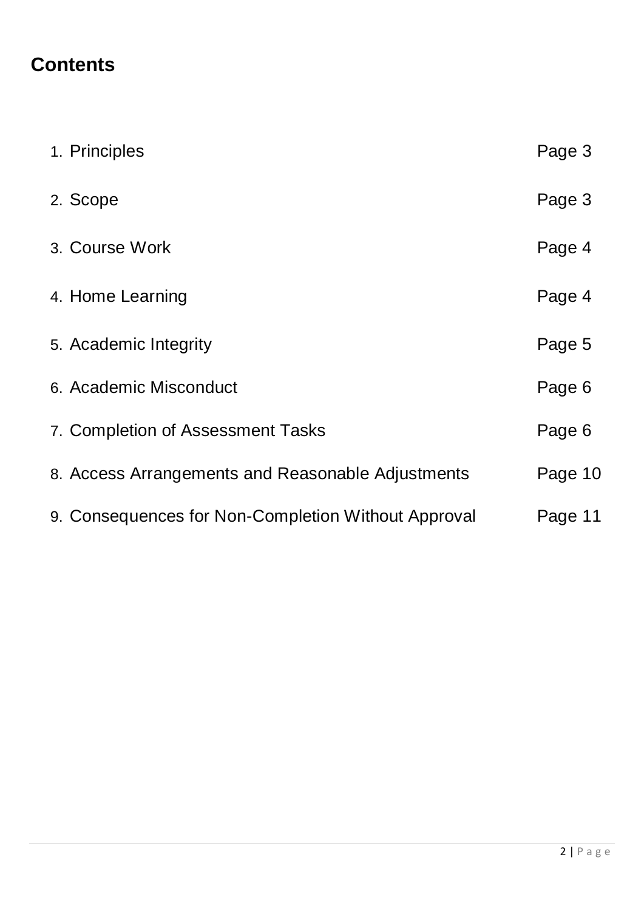## Contents

| | |
|---|---|
| 1. Principles | Page 3 |
| 2. Scope | Page 3 |
| 3. Course Work | Page 4 |
| 4. Home Learning | Page 4 |
| 5. Academic Integrity | Page 5 |
| 6. Academic Misconduct | Page 6 |
| 7. Completion of Assessment Tasks | Page 6 |
| 8. Access Arrangements and Reasonable Adjustments | Page 10 |
| 9. Consequences for Non-Completion Without Approval | Page 11 |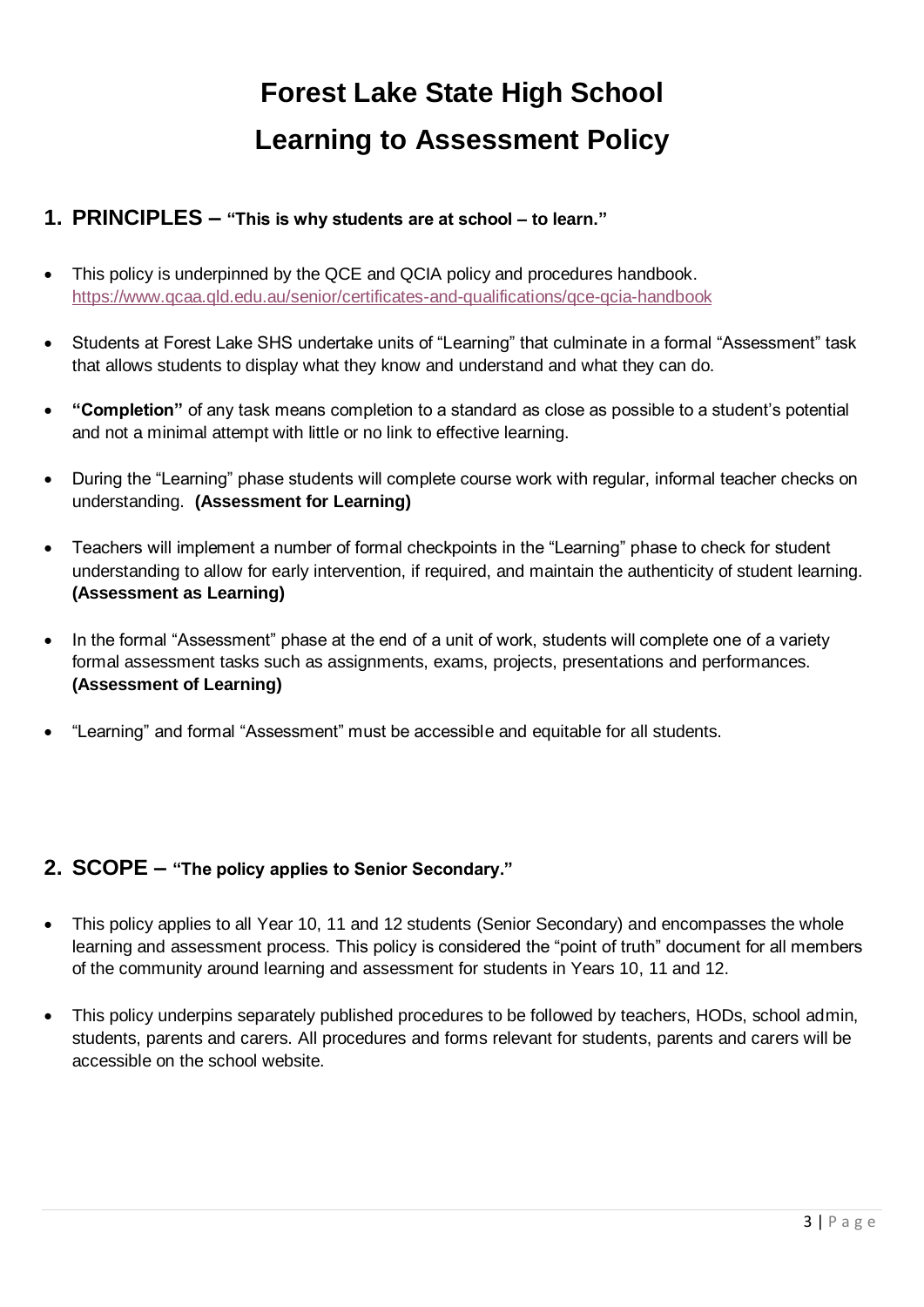# Forest Lake State High School

# Learning to Assessment Policy

## 1. PRINCIPLES – "This is why students are at school – to learn."

- This policy is underpinned by the QCE and QCIA policy and procedures handbook. https://www.qcaa.qld.edu.au/senior/certificates-and-qualifications/qce-qcia-handbook
- Students at Forest Lake SHS undertake units of "Learning" that culminate in a formal "Assessment" task that allows students to display what they know and understand and what they can do.
- **"Completion"** of any task means completion to a standard as close as possible to a student's potential and not a minimal attempt with little or no link to effective learning.
- During the "Learning" phase students will complete course work with regular, informal teacher checks on understanding. **(Assessment for Learning)**
- Teachers will implement a number of formal checkpoints in the "Learning" phase to check for student understanding to allow for early intervention, if required, and maintain the authenticity of student learning. **(Assessment as Learning)**
- In the formal "Assessment" phase at the end of a unit of work, students will complete one of a variety formal assessment tasks such as assignments, exams, projects, presentations and performances. **(Assessment of Learning)**
- "Learning" and formal "Assessment" must be accessible and equitable for all students.

## 2. SCOPE – "The policy applies to Senior Secondary."

- This policy applies to all Year 10, 11 and 12 students (Senior Secondary) and encompasses the whole learning and assessment process. This policy is considered the "point of truth" document for all members of the community around learning and assessment for students in Years 10, 11 and 12.
- This policy underpins separately published procedures to be followed by teachers, HODs, school admin, students, parents and carers. All procedures and forms relevant for students, parents and carers will be accessible on the school website.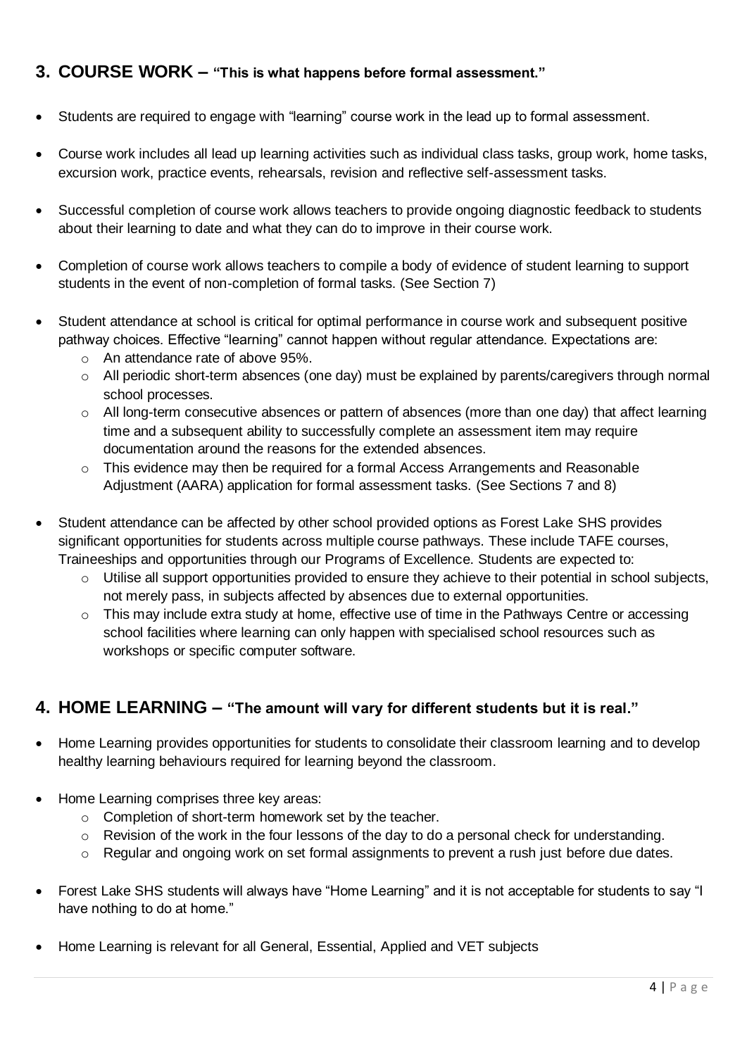## 3. COURSE WORK – **"This is what happens before formal assessment."**

- Students are required to engage with "learning" course work in the lead up to formal assessment.
- Course work includes all lead up learning activities such as individual class tasks, group work, home tasks, excursion work, practice events, rehearsals, revision and reflective self-assessment tasks.
- Successful completion of course work allows teachers to provide ongoing diagnostic feedback to students about their learning to date and what they can do to improve in their course work.
- Completion of course work allows teachers to compile a body of evidence of student learning to support students in the event of non-completion of formal tasks. (See Section 7)
- Student attendance at school is critical for optimal performance in course work and subsequent positive pathway choices. Effective "learning" cannot happen without regular attendance. Expectations are:
    - An attendance rate of above 95%.
    - All periodic short-term absences (one day) must be explained by parents/caregivers through normal school processes.
    - All long-term consecutive absences or pattern of absences (more than one day) that affect learning time and a subsequent ability to successfully complete an assessment item may require documentation around the reasons for the extended absences.
    - This evidence may then be required for a formal Access Arrangements and Reasonable Adjustment (AARA) application for formal assessment tasks. (See Sections 7 and 8)
- Student attendance can be affected by other school provided options as Forest Lake SHS provides significant opportunities for students across multiple course pathways. These include TAFE courses, Traineeships and opportunities through our Programs of Excellence. Students are expected to:
    - Utilise all support opportunities provided to ensure they achieve to their potential in school subjects, not merely pass, in subjects affected by absences due to external opportunities.
    - This may include extra study at home, effective use of time in the Pathways Centre or accessing school facilities where learning can only happen with specialised school resources such as workshops or specific computer software.

## 4. HOME LEARNING – **"The amount will vary for different students but it is real."**

- Home Learning provides opportunities for students to consolidate their classroom learning and to develop healthy learning behaviours required for learning beyond the classroom.
- Home Learning comprises three key areas:
    - Completion of short-term homework set by the teacher.
    - Revision of the work in the four lessons of the day to do a personal check for understanding.
    - Regular and ongoing work on set formal assignments to prevent a rush just before due dates.
- Forest Lake SHS students will always have "Home Learning" and it is not acceptable for students to say "I have nothing to do at home."
- Home Learning is relevant for all General, Essential, Applied and VET subjects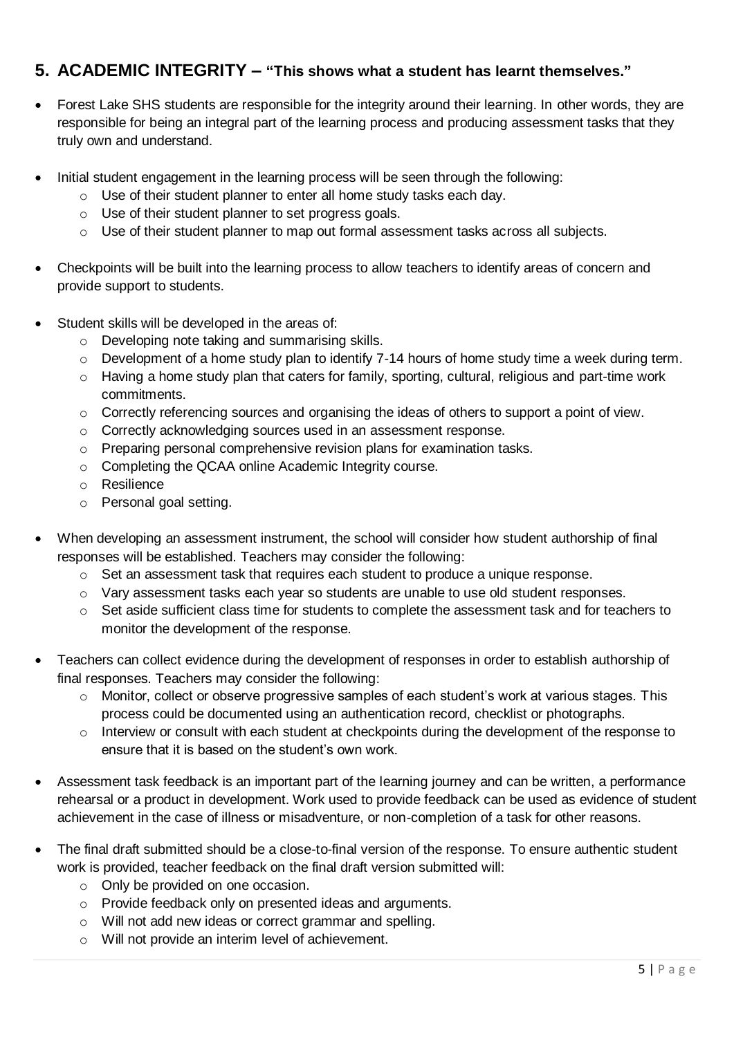## 5. ACADEMIC INTEGRITY – "This shows what a student has learnt themselves."

- Forest Lake SHS students are responsible for the integrity around their learning. In other words, they are responsible for being an integral part of the learning process and producing assessment tasks that they truly own and understand.

- Initial student engagement in the learning process will be seen through the following:
  - Use of their student planner to enter all home study tasks each day.
  - Use of their student planner to set progress goals.
  - Use of their student planner to map out formal assessment tasks across all subjects.

- Checkpoints will be built into the learning process to allow teachers to identify areas of concern and provide support to students.

- Student skills will be developed in the areas of:
  - Developing note taking and summarising skills.
  - Development of a home study plan to identify 7-14 hours of home study time a week during term.
  - Having a home study plan that caters for family, sporting, cultural, religious and part-time work commitments.
  - Correctly referencing sources and organising the ideas of others to support a point of view.
  - Correctly acknowledging sources used in an assessment response.
  - Preparing personal comprehensive revision plans for examination tasks.
  - Completing the QCAA online Academic Integrity course.
  - Resilience
  - Personal goal setting.

- When developing an assessment instrument, the school will consider how student authorship of final responses will be established. Teachers may consider the following:
  - Set an assessment task that requires each student to produce a unique response.
  - Vary assessment tasks each year so students are unable to use old student responses.
  - Set aside sufficient class time for students to complete the assessment task and for teachers to monitor the development of the response.

- Teachers can collect evidence during the development of responses in order to establish authorship of final responses. Teachers may consider the following:
  - Monitor, collect or observe progressive samples of each student's work at various stages. This process could be documented using an authentication record, checklist or photographs.
  - Interview or consult with each student at checkpoints during the development of the response to ensure that it is based on the student's own work.

- Assessment task feedback is an important part of the learning journey and can be written, a performance rehearsal or a product in development. Work used to provide feedback can be used as evidence of student achievement in the case of illness or misadventure, or non-completion of a task for other reasons.

- The final draft submitted should be a close-to-final version of the response. To ensure authentic student work is provided, teacher feedback on the final draft version submitted will:
  - Only be provided on one occasion.
  - Provide feedback only on presented ideas and arguments.
  - Will not add new ideas or correct grammar and spelling.
  - Will not provide an interim level of achievement.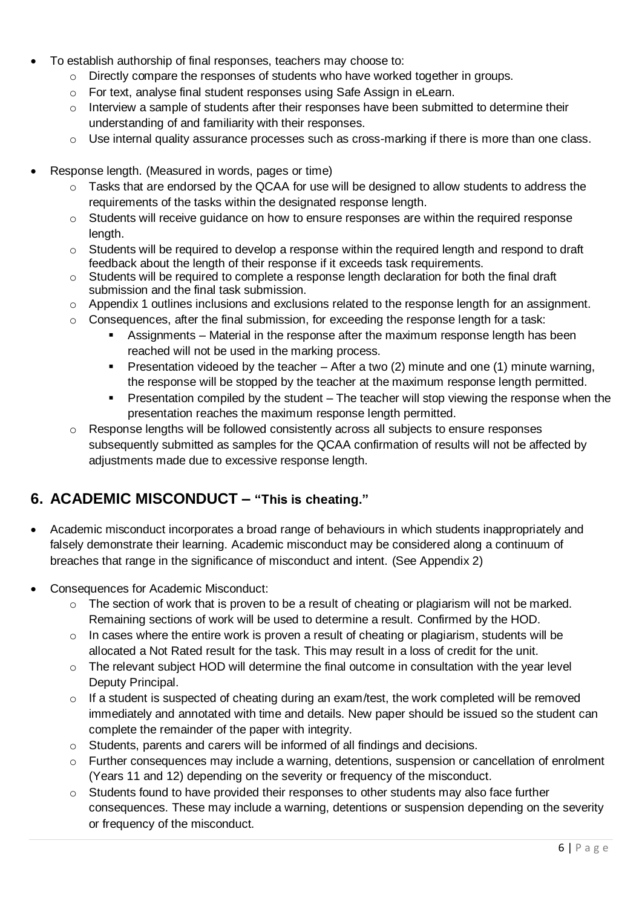- To establish authorship of final responses, teachers may choose to:
  - Directly compare the responses of students who have worked together in groups.
  - For text, analyse final student responses using Safe Assign in eLearn.
  - Interview a sample of students after their responses have been submitted to determine their understanding of and familiarity with their responses.
  - Use internal quality assurance processes such as cross-marking if there is more than one class.

- Response length. (Measured in words, pages or time)
  - Tasks that are endorsed by the QCAA for use will be designed to allow students to address the requirements of the tasks within the designated response length.
  - Students will receive guidance on how to ensure responses are within the required response length.
  - Students will be required to develop a response within the required length and respond to draft feedback about the length of their response if it exceeds task requirements.
  - Students will be required to complete a response length declaration for both the final draft submission and the final task submission.
  - Appendix 1 outlines inclusions and exclusions related to the response length for an assignment.
  - Consequences, after the final submission, for exceeding the response length for a task:
    - Assignments – Material in the response after the maximum response length has been reached will not be used in the marking process.
    - Presentation videoed by the teacher – After a two (2) minute and one (1) minute warning, the response will be stopped by the teacher at the maximum response length permitted.
    - Presentation compiled by the student – The teacher will stop viewing the response when the presentation reaches the maximum response length permitted.
  - Response lengths will be followed consistently across all subjects to ensure responses subsequently submitted as samples for the QCAA confirmation of results will not be affected by adjustments made due to excessive response length.

## 6. ACADEMIC MISCONDUCT – "This is cheating."

- Academic misconduct incorporates a broad range of behaviours in which students inappropriately and falsely demonstrate their learning. Academic misconduct may be considered along a continuum of breaches that range in the significance of misconduct and intent. (See Appendix 2)

- Consequences for Academic Misconduct:
  - The section of work that is proven to be a result of cheating or plagiarism will not be marked. Remaining sections of work will be used to determine a result. Confirmed by the HOD.
  - In cases where the entire work is proven a result of cheating or plagiarism, students will be allocated a Not Rated result for the task. This may result in a loss of credit for the unit.
  - The relevant subject HOD will determine the final outcome in consultation with the year level Deputy Principal.
  - If a student is suspected of cheating during an exam/test, the work completed will be removed immediately and annotated with time and details. New paper should be issued so the student can complete the remainder of the paper with integrity.
  - Students, parents and carers will be informed of all findings and decisions.
  - Further consequences may include a warning, detentions, suspension or cancellation of enrolment (Years 11 and 12) depending on the severity or frequency of the misconduct.
  - Students found to have provided their responses to other students may also face further consequences. These may include a warning, detentions or suspension depending on the severity or frequency of the misconduct.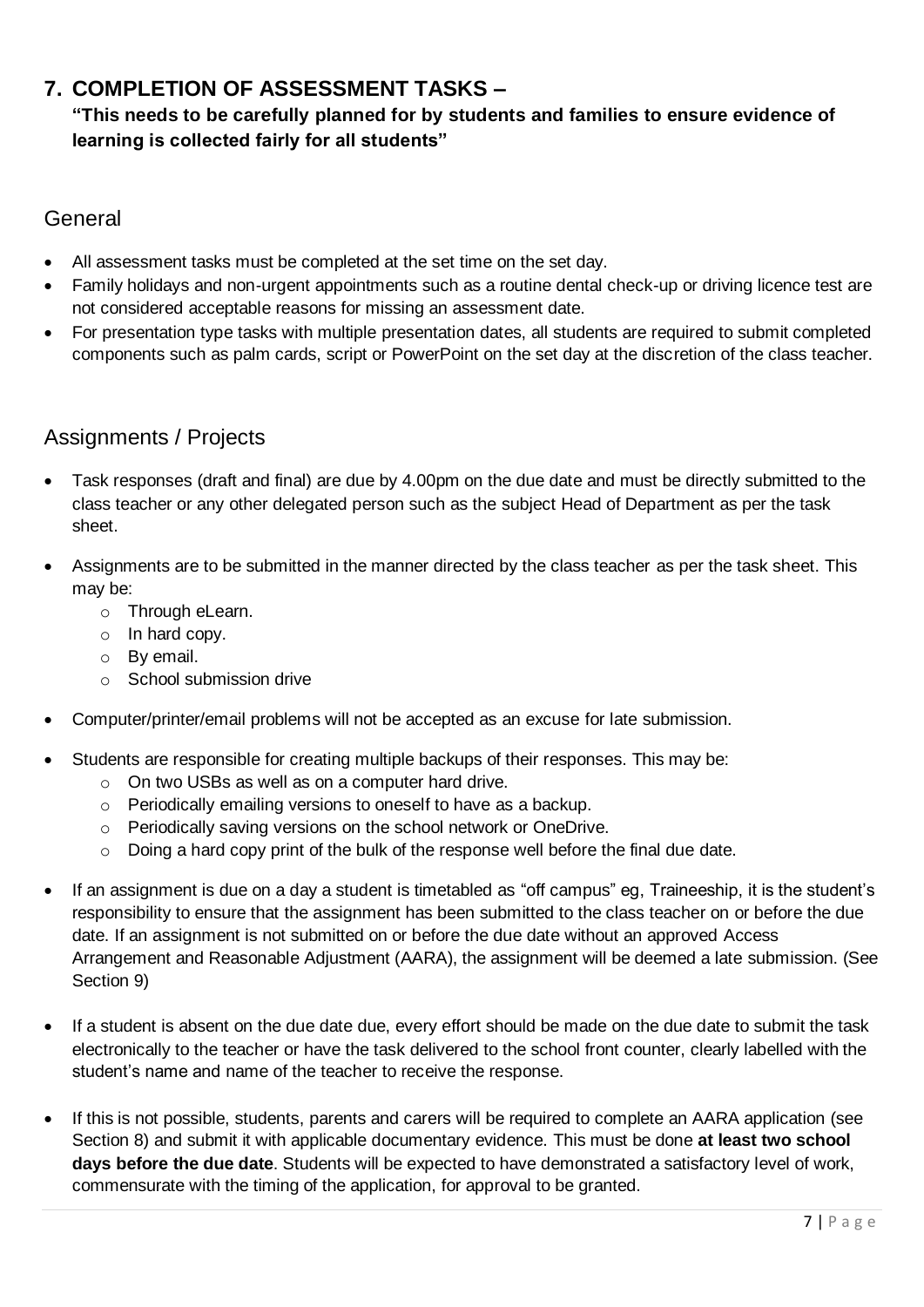## 7. COMPLETION OF ASSESSMENT TASKS –

**"This needs to be carefully planned for by students and families to ensure evidence of learning is collected fairly for all students"**

### General

- All assessment tasks must be completed at the set time on the set day.
- Family holidays and non-urgent appointments such as a routine dental check-up or driving licence test are not considered acceptable reasons for missing an assessment date.
- For presentation type tasks with multiple presentation dates, all students are required to submit completed components such as palm cards, script or PowerPoint on the set day at the discretion of the class teacher.

### Assignments / Projects

- Task responses (draft and final) are due by 4.00pm on the due date and must be directly submitted to the class teacher or any other delegated person such as the subject Head of Department as per the task sheet.
- Assignments are to be submitted in the manner directed by the class teacher as per the task sheet. This may be:
  - Through eLearn.
  - In hard copy.
  - By email.
  - School submission drive
- Computer/printer/email problems will not be accepted as an excuse for late submission.
- Students are responsible for creating multiple backups of their responses. This may be:
  - On two USBs as well as on a computer hard drive.
  - Periodically emailing versions to oneself to have as a backup.
  - Periodically saving versions on the school network or OneDrive.
  - Doing a hard copy print of the bulk of the response well before the final due date.
- If an assignment is due on a day a student is timetabled as "off campus" eg, Traineeship, it is the student's responsibility to ensure that the assignment has been submitted to the class teacher on or before the due date. If an assignment is not submitted on or before the due date without an approved Access Arrangement and Reasonable Adjustment (AARA), the assignment will be deemed a late submission. (See Section 9)
- If a student is absent on the due date due, every effort should be made on the due date to submit the task electronically to the teacher or have the task delivered to the school front counter, clearly labelled with the student's name and name of the teacher to receive the response.
- If this is not possible, students, parents and carers will be required to complete an AARA application (see Section 8) and submit it with applicable documentary evidence. This must be done **at least two school days before the due date**. Students will be expected to have demonstrated a satisfactory level of work, commensurate with the timing of the application, for approval to be granted.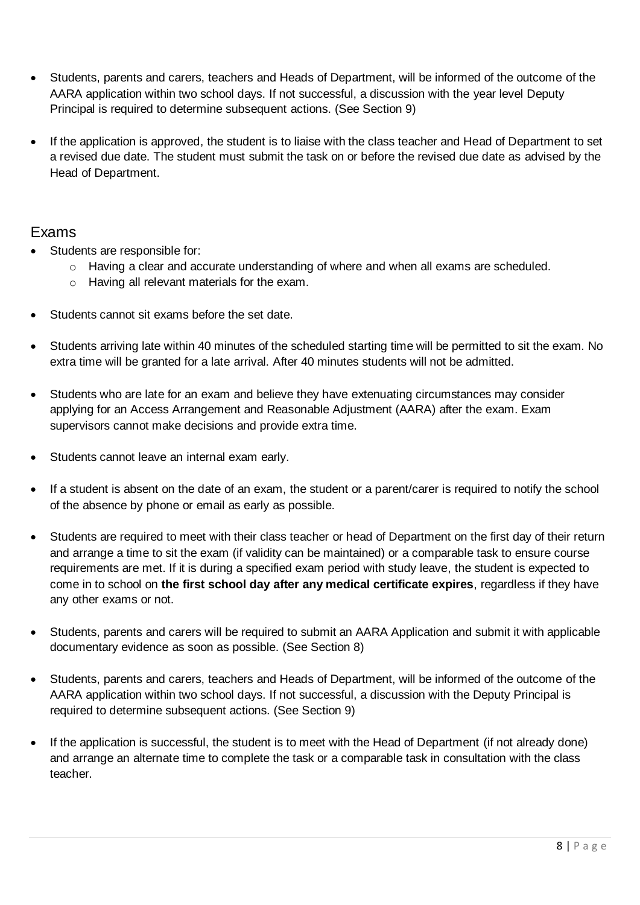- Students, parents and carers, teachers and Heads of Department, will be informed of the outcome of the AARA application within two school days. If not successful, a discussion with the year level Deputy Principal is required to determine subsequent actions. (See Section 9)

- If the application is approved, the student is to liaise with the class teacher and Head of Department to set a revised due date. The student must submit the task on or before the revised due date as advised by the Head of Department.

## Exams

- Students are responsible for:
  - Having a clear and accurate understanding of where and when all exams are scheduled.
  - Having all relevant materials for the exam.

- Students cannot sit exams before the set date.

- Students arriving late within 40 minutes of the scheduled starting time will be permitted to sit the exam. No extra time will be granted for a late arrival. After 40 minutes students will not be admitted.

- Students who are late for an exam and believe they have extenuating circumstances may consider applying for an Access Arrangement and Reasonable Adjustment (AARA) after the exam. Exam supervisors cannot make decisions and provide extra time.

- Students cannot leave an internal exam early.

- If a student is absent on the date of an exam, the student or a parent/carer is required to notify the school of the absence by phone or email as early as possible.

- Students are required to meet with their class teacher or head of Department on the first day of their return and arrange a time to sit the exam (if validity can be maintained) or a comparable task to ensure course requirements are met. If it is during a specified exam period with study leave, the student is expected to come in to school on **the first school day after any medical certificate expires**, regardless if they have any other exams or not.

- Students, parents and carers will be required to submit an AARA Application and submit it with applicable documentary evidence as soon as possible. (See Section 8)

- Students, parents and carers, teachers and Heads of Department, will be informed of the outcome of the AARA application within two school days. If not successful, a discussion with the Deputy Principal is required to determine subsequent actions. (See Section 9)

- If the application is successful, the student is to meet with the Head of Department (if not already done) and arrange an alternate time to complete the task or a comparable task in consultation with the class teacher.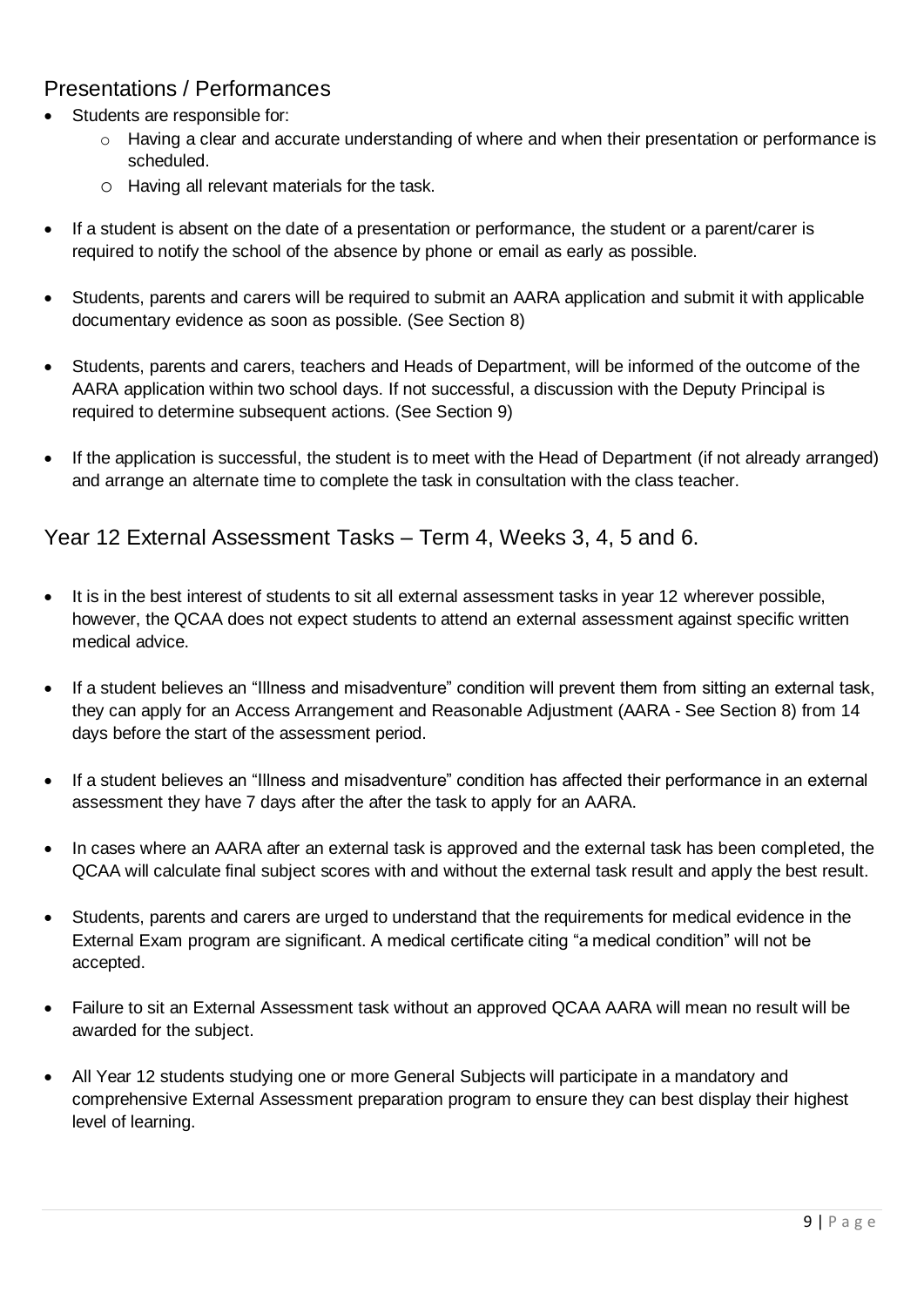## Presentations / Performances

- Students are responsible for:
  - Having a clear and accurate understanding of where and when their presentation or performance is scheduled.
  - Having all relevant materials for the task.
- If a student is absent on the date of a presentation or performance, the student or a parent/carer is required to notify the school of the absence by phone or email as early as possible.
- Students, parents and carers will be required to submit an AARA application and submit it with applicable documentary evidence as soon as possible. (See Section 8)
- Students, parents and carers, teachers and Heads of Department, will be informed of the outcome of the AARA application within two school days. If not successful, a discussion with the Deputy Principal is required to determine subsequent actions. (See Section 9)
- If the application is successful, the student is to meet with the Head of Department (if not already arranged) and arrange an alternate time to complete the task in consultation with the class teacher.

## Year 12 External Assessment Tasks – Term 4, Weeks 3, 4, 5 and 6.

- It is in the best interest of students to sit all external assessment tasks in year 12 wherever possible, however, the QCAA does not expect students to attend an external assessment against specific written medical advice.
- If a student believes an "Illness and misadventure" condition will prevent them from sitting an external task, they can apply for an Access Arrangement and Reasonable Adjustment (AARA - See Section 8) from 14 days before the start of the assessment period.
- If a student believes an "Illness and misadventure" condition has affected their performance in an external assessment they have 7 days after the after the task to apply for an AARA.
- In cases where an AARA after an external task is approved and the external task has been completed, the QCAA will calculate final subject scores with and without the external task result and apply the best result.
- Students, parents and carers are urged to understand that the requirements for medical evidence in the External Exam program are significant. A medical certificate citing "a medical condition" will not be accepted.
- Failure to sit an External Assessment task without an approved QCAA AARA will mean no result will be awarded for the subject.
- All Year 12 students studying one or more General Subjects will participate in a mandatory and comprehensive External Assessment preparation program to ensure they can best display their highest level of learning.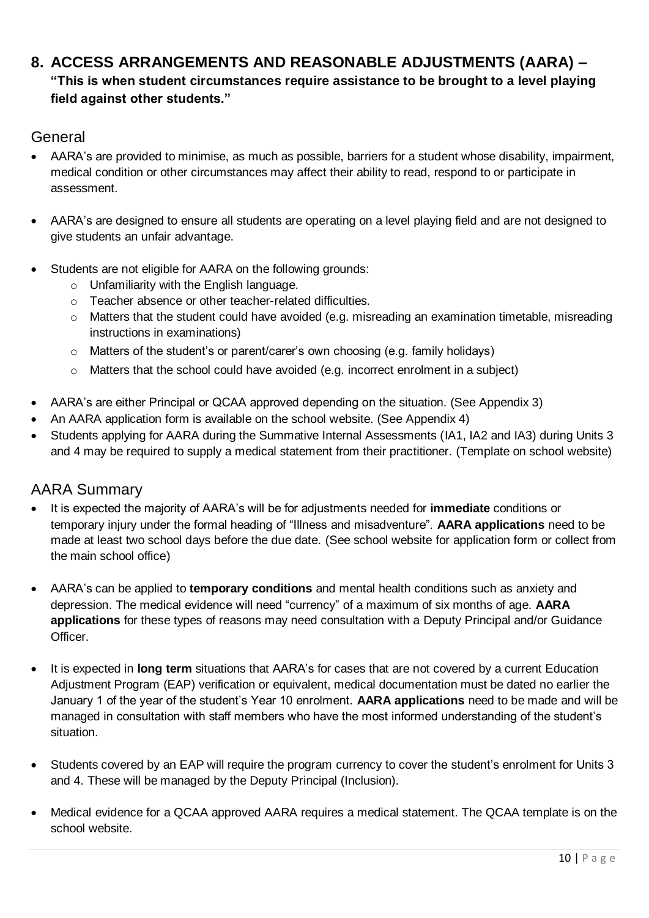## 8. ACCESS ARRANGEMENTS AND REASONABLE ADJUSTMENTS (AARA) –

**"This is when student circumstances require assistance to be brought to a level playing field against other students."**

### General

- AARA's are provided to minimise, as much as possible, barriers for a student whose disability, impairment, medical condition or other circumstances may affect their ability to read, respond to or participate in assessment.
- AARA's are designed to ensure all students are operating on a level playing field and are not designed to give students an unfair advantage.
- Students are not eligible for AARA on the following grounds:
  - Unfamiliarity with the English language.
  - Teacher absence or other teacher-related difficulties.
  - Matters that the student could have avoided (e.g. misreading an examination timetable, misreading instructions in examinations)
  - Matters of the student's or parent/carer's own choosing (e.g. family holidays)
  - Matters that the school could have avoided (e.g. incorrect enrolment in a subject)
- AARA's are either Principal or QCAA approved depending on the situation. (See Appendix 3)
- An AARA application form is available on the school website. (See Appendix 4)
- Students applying for AARA during the Summative Internal Assessments (IA1, IA2 and IA3) during Units 3 and 4 may be required to supply a medical statement from their practitioner. (Template on school website)

### AARA Summary

- It is expected the majority of AARA's will be for adjustments needed for **immediate** conditions or temporary injury under the formal heading of "Illness and misadventure". **AARA applications** need to be made at least two school days before the due date. (See school website for application form or collect from the main school office)
- AARA's can be applied to **temporary conditions** and mental health conditions such as anxiety and depression. The medical evidence will need "currency" of a maximum of six months of age. **AARA applications** for these types of reasons may need consultation with a Deputy Principal and/or Guidance Officer.
- It is expected in **long term** situations that AARA's for cases that are not covered by a current Education Adjustment Program (EAP) verification or equivalent, medical documentation must be dated no earlier the January 1 of the year of the student's Year 10 enrolment. **AARA applications** need to be made and will be managed in consultation with staff members who have the most informed understanding of the student's situation.
- Students covered by an EAP will require the program currency to cover the student's enrolment for Units 3 and 4. These will be managed by the Deputy Principal (Inclusion).
- Medical evidence for a QCAA approved AARA requires a medical statement. The QCAA template is on the school website.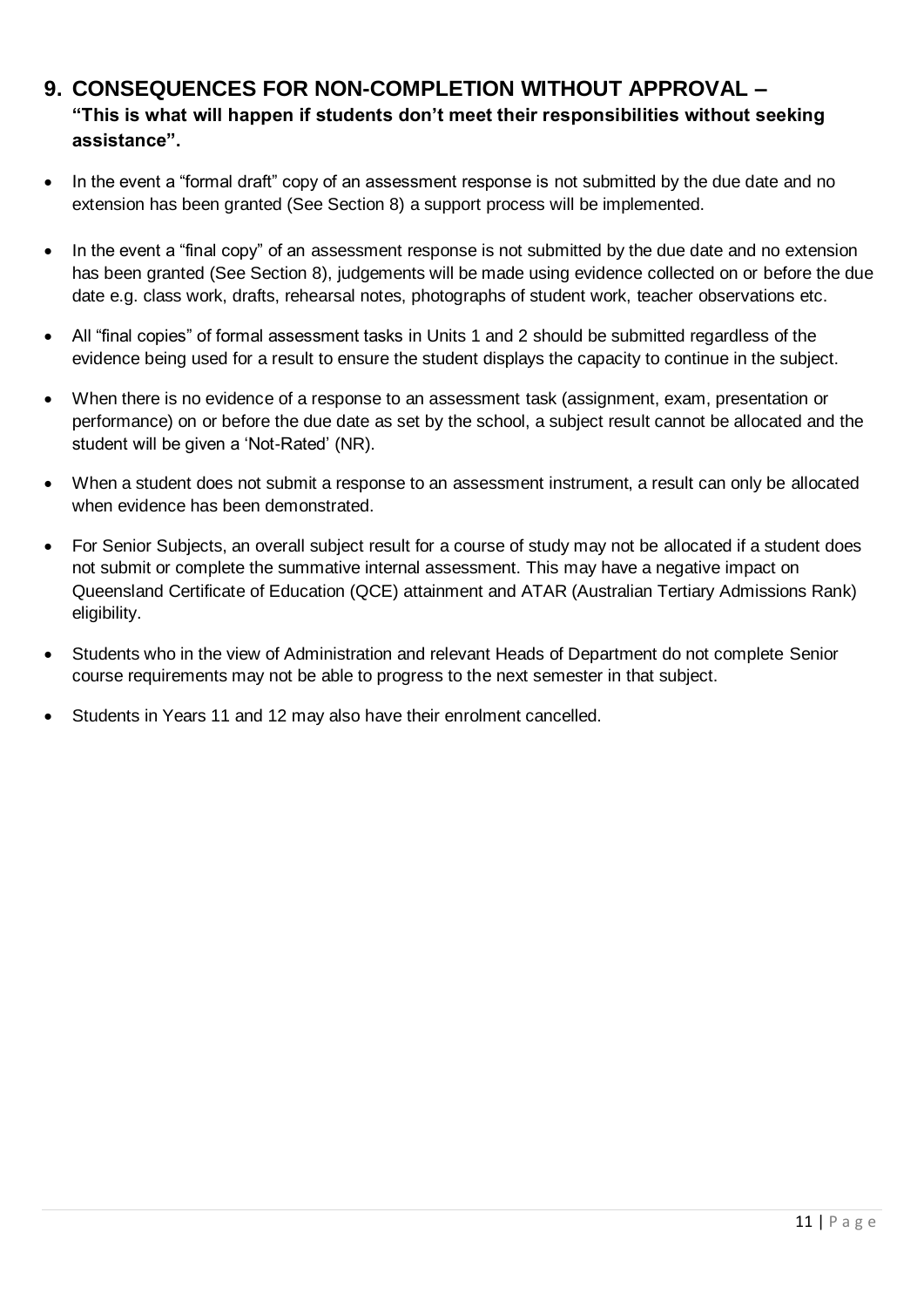## 9. CONSEQUENCES FOR NON-COMPLETION WITHOUT APPROVAL –

**"This is what will happen if students don't meet their responsibilities without seeking assistance".**

- In the event a "formal draft" copy of an assessment response is not submitted by the due date and no extension has been granted (See Section 8) a support process will be implemented.
- In the event a "final copy" of an assessment response is not submitted by the due date and no extension has been granted (See Section 8), judgements will be made using evidence collected on or before the due date e.g. class work, drafts, rehearsal notes, photographs of student work, teacher observations etc.
- All "final copies" of formal assessment tasks in Units 1 and 2 should be submitted regardless of the evidence being used for a result to ensure the student displays the capacity to continue in the subject.
- When there is no evidence of a response to an assessment task (assignment, exam, presentation or performance) on or before the due date as set by the school, a subject result cannot be allocated and the student will be given a 'Not-Rated' (NR).
- When a student does not submit a response to an assessment instrument, a result can only be allocated when evidence has been demonstrated.
- For Senior Subjects, an overall subject result for a course of study may not be allocated if a student does not submit or complete the summative internal assessment. This may have a negative impact on Queensland Certificate of Education (QCE) attainment and ATAR (Australian Tertiary Admissions Rank) eligibility.
- Students who in the view of Administration and relevant Heads of Department do not complete Senior course requirements may not be able to progress to the next semester in that subject.
- Students in Years 11 and 12 may also have their enrolment cancelled.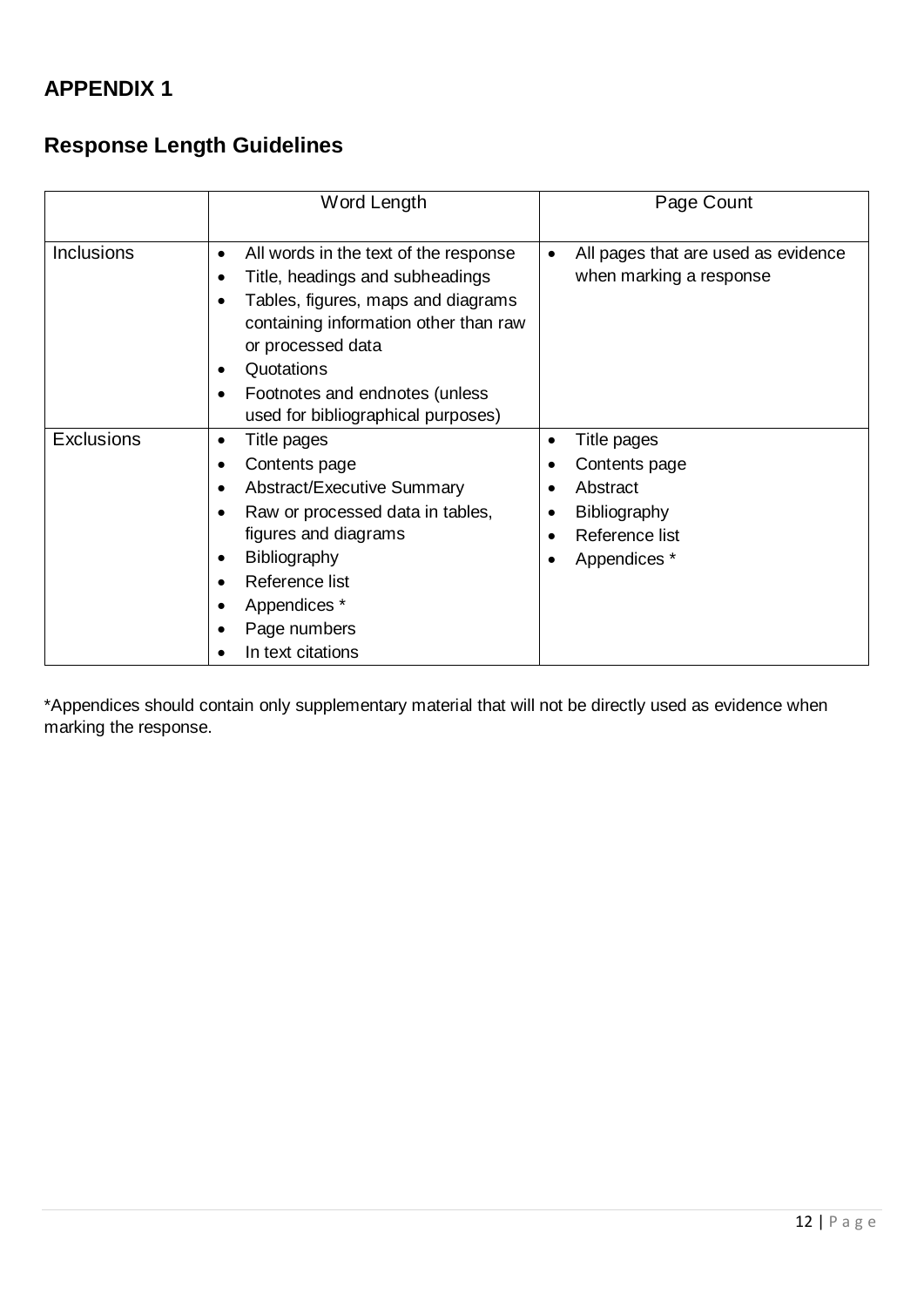# APPENDIX 1

## Response Length Guidelines

| | Word Length | Page Count |
|---|---|---|
| Inclusions | • All words in the text of the response<br>• Title, headings and subheadings<br>• Tables, figures, maps and diagrams containing information other than raw or processed data<br>• Quotations<br>• Footnotes and endnotes (unless used for bibliographical purposes) | • All pages that are used as evidence when marking a response |
| Exclusions | • Title pages<br>• Contents page<br>• Abstract/Executive Summary<br>• Raw or processed data in tables, figures and diagrams<br>• Bibliography<br>• Reference list<br>• Appendices *<br>• Page numbers<br>• In text citations | • Title pages<br>• Contents page<br>• Abstract<br>• Bibliography<br>• Reference list<br>• Appendices * |

*Appendices should contain only supplementary material that will not be directly used as evidence when marking the response.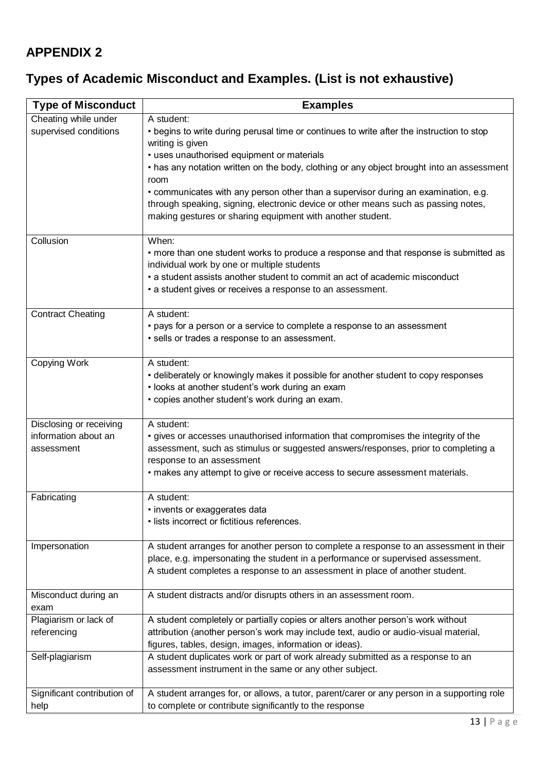## APPENDIX 2

## Types of Academic Misconduct and Examples. (List is not exhaustive)

| Type of Misconduct | Examples |
|---|---|
| Cheating while under supervised conditions | A student:<br>• begins to write during perusal time or continues to write after the instruction to stop writing is given<br>• uses unauthorised equipment or materials<br>• has any notation written on the body, clothing or any object brought into an assessment room<br>• communicates with any person other than a supervisor during an examination, e.g. through speaking, signing, electronic device or other means such as passing notes, making gestures or sharing equipment with another student. |
| Collusion | When:<br>• more than one student works to produce a response and that response is submitted as individual work by one or multiple students<br>• a student assists another student to commit an act of academic misconduct<br>• a student gives or receives a response to an assessment. |
| Contract Cheating | A student:<br>• pays for a person or a service to complete a response to an assessment<br>• sells or trades a response to an assessment. |
| Copying Work | A student:<br>• deliberately or knowingly makes it possible for another student to copy responses<br>• looks at another student's work during an exam<br>• copies another student's work during an exam. |
| Disclosing or receiving information about an assessment | A student:<br>• gives or accesses unauthorised information that compromises the integrity of the assessment, such as stimulus or suggested answers/responses, prior to completing a response to an assessment<br>• makes any attempt to give or receive access to secure assessment materials. |
| Fabricating | A student:<br>• invents or exaggerates data<br>• lists incorrect or fictitious references. |
| Impersonation | A student arranges for another person to complete a response to an assessment in their place, e.g. impersonating the student in a performance or supervised assessment.<br>A student completes a response to an assessment in place of another student. |
| Misconduct during an exam | A student distracts and/or disrupts others in an assessment room. |
| Plagiarism or lack of referencing | A student completely or partially copies or alters another person's work without attribution (another person's work may include text, audio or audio-visual material, figures, tables, design, images, information or ideas). |
| Self-plagiarism | A student duplicates work or part of work already submitted as a response to an assessment instrument in the same or any other subject. |
| Significant contribution of help | A student arranges for, or allows, a tutor, parent/carer or any person in a supporting role to complete or contribute significantly to the response |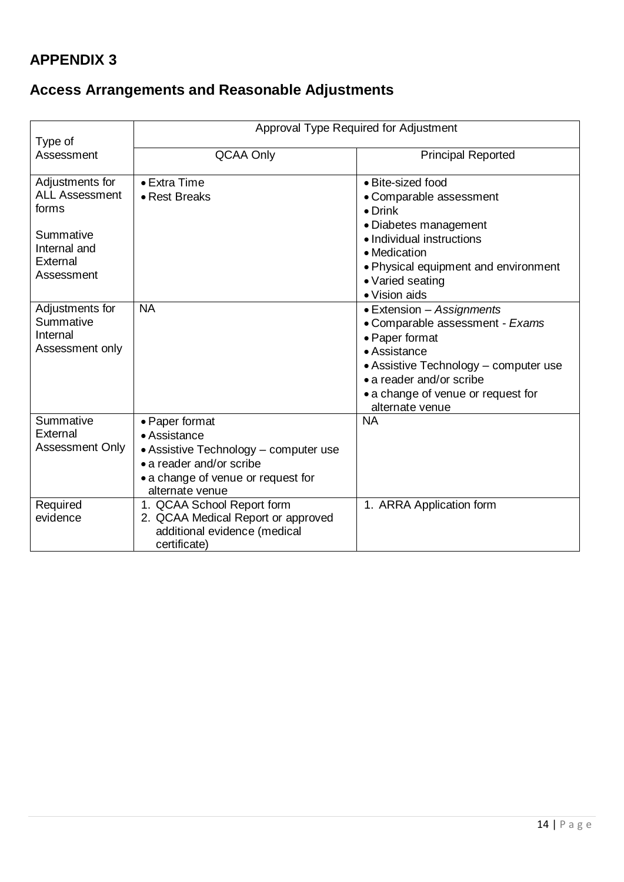# APPENDIX 3

## Access Arrangements and Reasonable Adjustments

| Type of Assessment | Approval Type Required for Adjustment | |
|---|---|---|
| | QCAA Only | Principal Reported |
| Adjustments for ALL Assessment forms<br><br>Summative Internal and External Assessment | • Extra Time<br>• Rest Breaks | • Bite-sized food<br>• Comparable assessment<br>• Drink<br>• Diabetes management<br>• Individual instructions<br>• Medication<br>• Physical equipment and environment<br>• Varied seating<br>• Vision aids |
| Adjustments for Summative Internal Assessment only | NA | • Extension – *Assignments*<br>• Comparable assessment - *Exams*<br>• Paper format<br>• Assistance<br>• Assistive Technology – computer use<br>• a reader and/or scribe<br>• a change of venue or request for alternate venue |
| Summative External Assessment Only | • Paper format<br>• Assistance<br>• Assistive Technology – computer use<br>• a reader and/or scribe<br>• a change of venue or request for alternate venue | NA |
| Required evidence | 1. QCAA School Report form<br>2. QCAA Medical Report or approved additional evidence (medical certificate) | 1. ARRA Application form |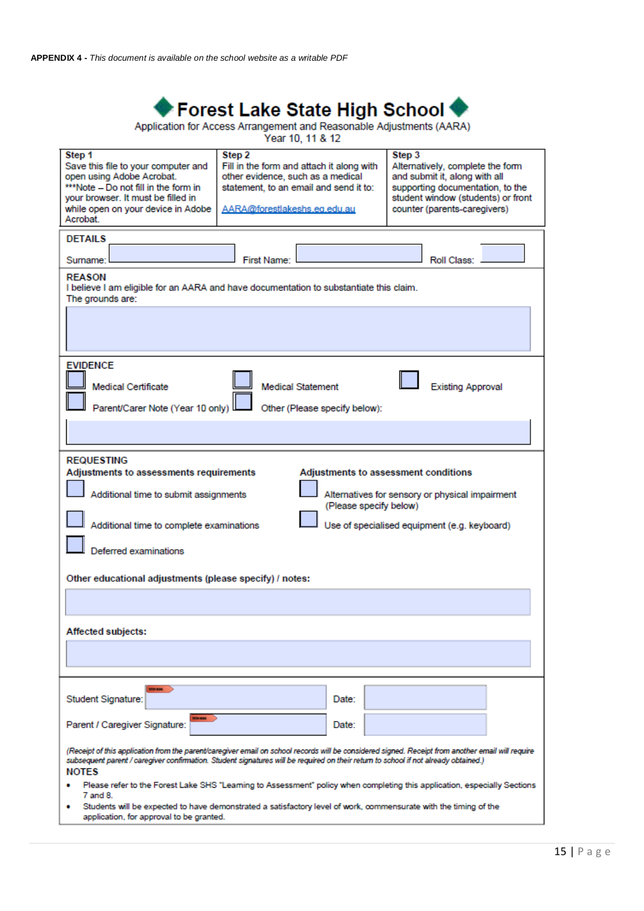**APPENDIX 4 -** *This document is available on the school website as a writable PDF*

# Forest Lake State High School

Application for Access Arrangement and Reasonable Adjustments (AARA)
Year 10, 11 & 12

| Step 1 | Step 2 | Step 3 |
|---|---|---|
| Save this file to your computer and open using Adobe Acrobat. ***Note – Do not fill in the form in your browser. It must be filled in while open on your device in Adobe Acrobat. | Fill in the form and attach it along with other evidence, such as a medical statement, to an email and send it to: AARA@forestlakeshs.eq.edu.au | Alternatively, complete the form and submit it, along with all supporting documentation, to the student window (students) or front counter (parents-caregivers) |

**DETAILS**

Surname: ____________ First Name: ____________ Roll Class: ______

**REASON**

I believe I am eligible for an AARA and have documentation to substantiate this claim.
The grounds are:

**EVIDENCE**

- ☐ Medical Certificate
- ☐ Medical Statement
- ☐ Existing Approval
- ☐ Parent/Carer Note (Year 10 only)
- ☐ Other (Please specify below):

**REQUESTING**

**Adjustments to assessments requirements**

- ☐ Additional time to submit assignments
- ☐ Additional time to complete examinations
- ☐ Deferred examinations

**Adjustments to assessment conditions**

- ☐ Alternatives for sensory or physical impairment (Please specify below)
- ☐ Use of specialised equipment (e.g. keyboard)

**Other educational adjustments (please specify) / notes:**

**Affected subjects:**

Student Signature: ____________ Date: ____________

Parent / Caregiver Signature: ____________ Date: ____________

*(Receipt of this application from the parent/caregiver email on school records will be considered signed. Receipt from another email will require subsequent parent / caregiver confirmation. Student signatures will be required on their return to school if not already obtained.)*

**NOTES**

- Please refer to the Forest Lake SHS "Learning to Assessment" policy when completing this application, especially Sections 7 and 8.
- Students will be expected to have demonstrated a satisfactory level of work, commensurate with the timing of the application, for approval to be granted.